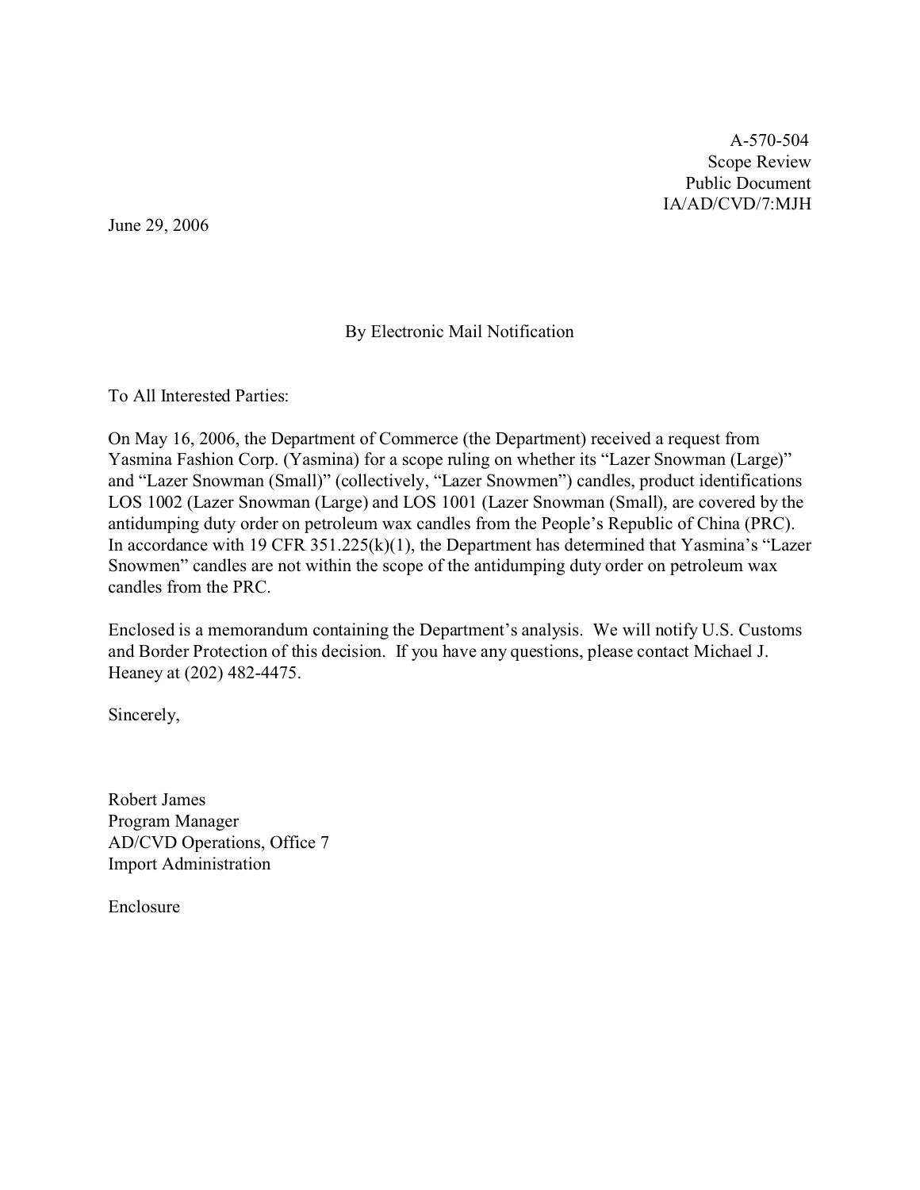A-570-504
Scope Review
Public Document
IA/AD/CVD/7:MJH

June 29, 2006

By Electronic Mail Notification

To All Interested Parties:

On May 16, 2006, the Department of Commerce (the Department) received a request from Yasmina Fashion Corp. (Yasmina) for a scope ruling on whether its "Lazer Snowman (Large)" and "Lazer Snowman (Small)" (collectively, "Lazer Snowmen") candles, product identifications LOS 1002 (Lazer Snowman (Large) and LOS 1001 (Lazer Snowman (Small), are covered by the antidumping duty order on petroleum wax candles from the People's Republic of China (PRC). In accordance with 19 CFR 351.225(k)(1), the Department has determined that Yasmina's "Lazer Snowmen" candles are not within the scope of the antidumping duty order on petroleum wax candles from the PRC.

Enclosed is a memorandum containing the Department's analysis. We will notify U.S. Customs and Border Protection of this decision. If you have any questions, please contact Michael J. Heaney at (202) 482-4475.

Sincerely,

Robert James
Program Manager
AD/CVD Operations, Office 7
Import Administration

Enclosure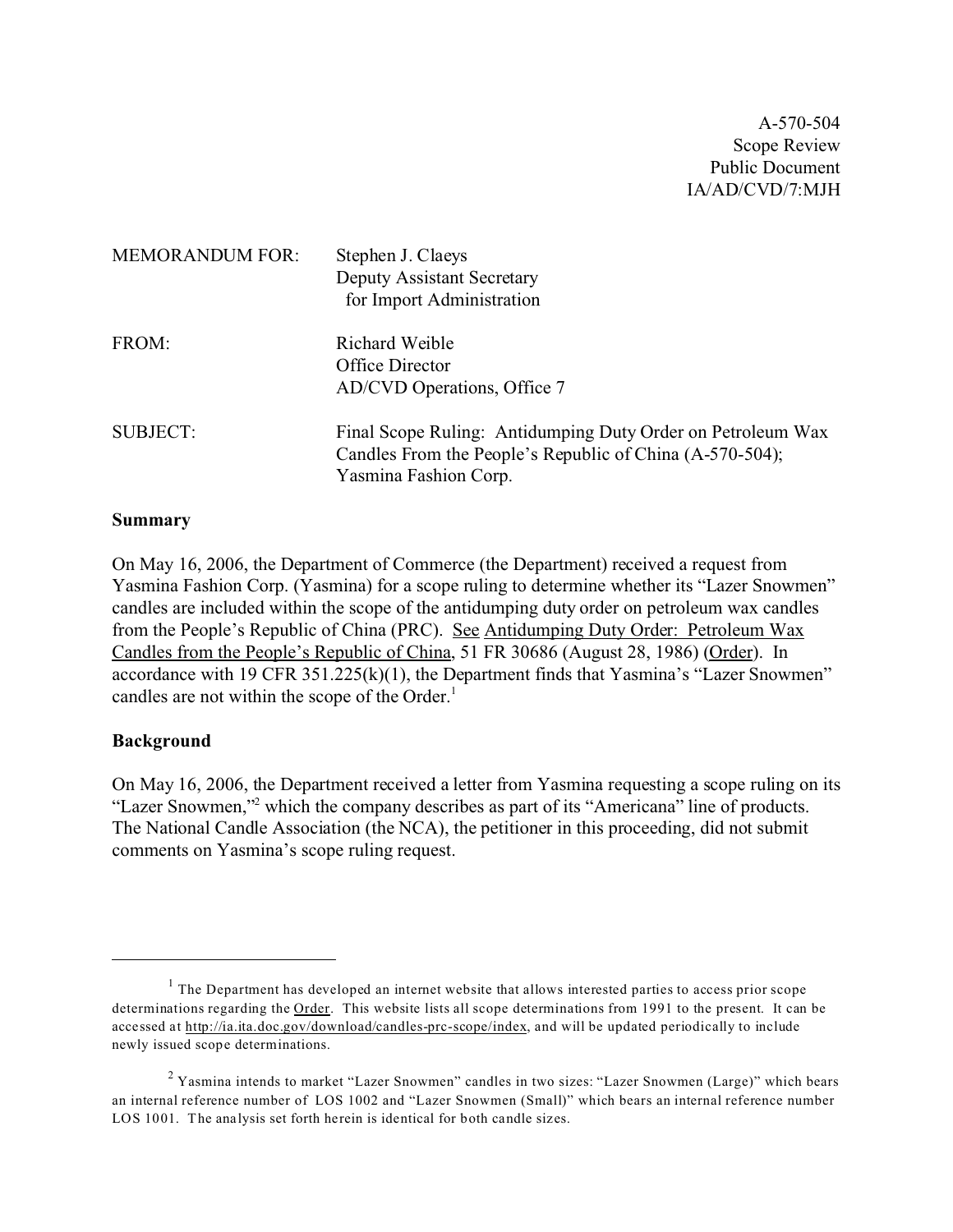A-570-504
Scope Review
Public Document
IA/AD/CVD/7:MJH

| | |
|---|---|
| MEMORANDUM FOR: | Stephen J. Claeys<br>Deputy Assistant Secretary<br>for Import Administration |
| FROM: | Richard Weible<br>Office Director<br>AD/CVD Operations, Office 7 |
| SUBJECT: | Final Scope Ruling: Antidumping Duty Order on Petroleum Wax Candles From the People's Republic of China (A-570-504); Yasmina Fashion Corp. |

**Summary**

On May 16, 2006, the Department of Commerce (the Department) received a request from Yasmina Fashion Corp. (Yasmina) for a scope ruling to determine whether its "Lazer Snowmen" candles are included within the scope of the antidumping duty order on petroleum wax candles from the People's Republic of China (PRC). See Antidumping Duty Order: Petroleum Wax Candles from the People's Republic of China, 51 FR 30686 (August 28, 1986) (Order). In accordance with 19 CFR 351.225(k)(1), the Department finds that Yasmina's "Lazer Snowmen" candles are not within the scope of the Order.[1]

**Background**

On May 16, 2006, the Department received a letter from Yasmina requesting a scope ruling on its "Lazer Snowmen,"[2] which the company describes as part of its "Americana" line of products. The National Candle Association (the NCA), the petitioner in this proceeding, did not submit comments on Yasmina's scope ruling request.

---

[1] The Department has developed an internet website that allows interested parties to access prior scope determinations regarding the Order. This website lists all scope determinations from 1991 to the present. It can be accessed at http://ia.ita.doc.gov/download/candles-prc-scope/index, and will be updated periodically to include newly issued scope determinations.

[2] Yasmina intends to market "Lazer Snowmen" candles in two sizes: "Lazer Snowmen (Large)" which bears an internal reference number of LOS 1002 and "Lazer Snowmen (Small)" which bears an internal reference number LOS 1001. The analysis set forth herein is identical for both candle sizes.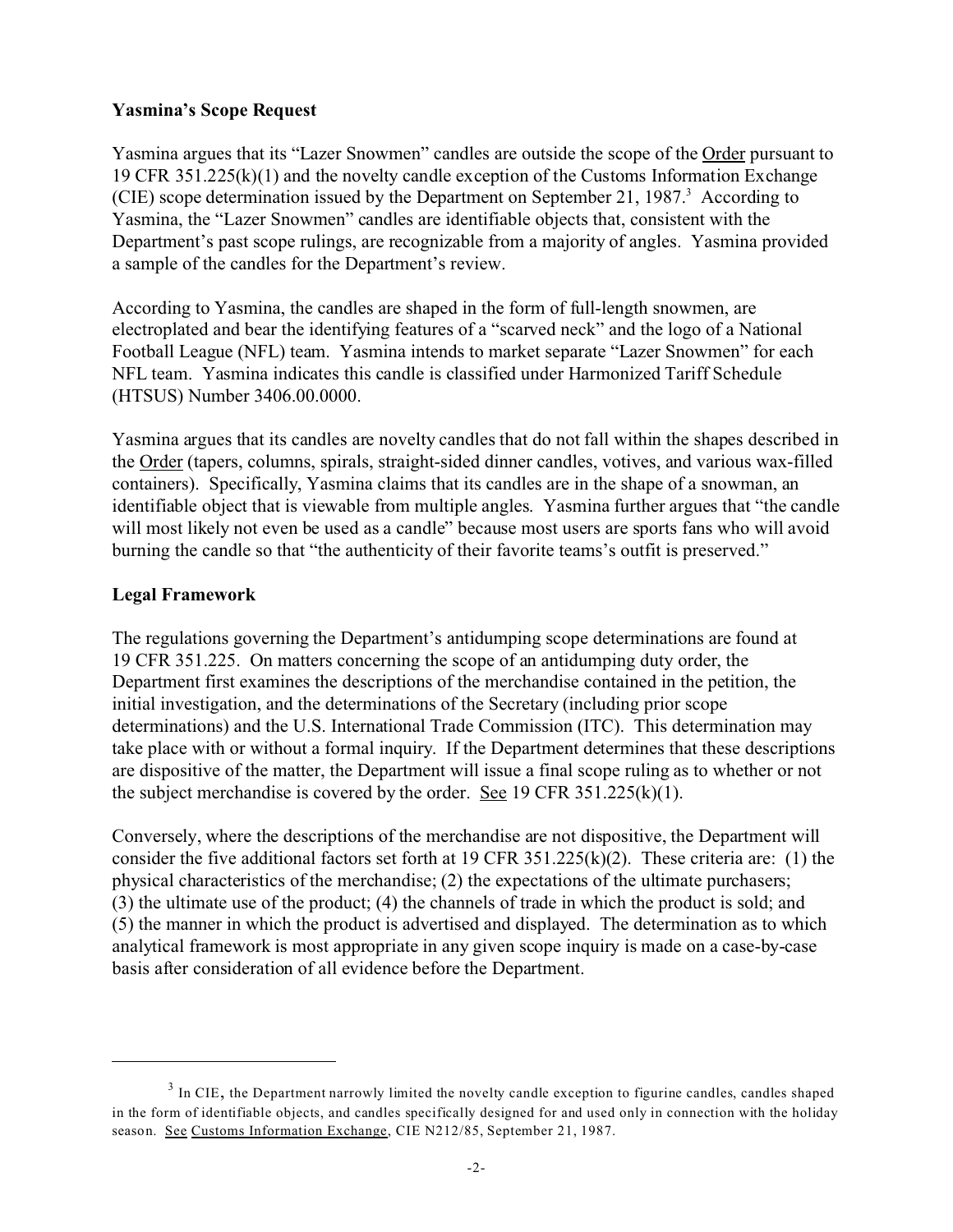**Yasmina's Scope Request**

Yasmina argues that its "Lazer Snowmen" candles are outside the scope of the Order pursuant to 19 CFR 351.225(k)(1) and the novelty candle exception of the Customs Information Exchange (CIE) scope determination issued by the Department on September 21, 1987.[3] According to Yasmina, the "Lazer Snowmen" candles are identifiable objects that, consistent with the Department's past scope rulings, are recognizable from a majority of angles. Yasmina provided a sample of the candles for the Department's review.

According to Yasmina, the candles are shaped in the form of full-length snowmen, are electroplated and bear the identifying features of a "scarved neck" and the logo of a National Football League (NFL) team. Yasmina intends to market separate "Lazer Snowmen" for each NFL team. Yasmina indicates this candle is classified under Harmonized Tariff Schedule (HTSUS) Number 3406.00.0000.

Yasmina argues that its candles are novelty candles that do not fall within the shapes described in the Order (tapers, columns, spirals, straight-sided dinner candles, votives, and various wax-filled containers). Specifically, Yasmina claims that its candles are in the shape of a snowman, an identifiable object that is viewable from multiple angles. Yasmina further argues that "the candle will most likely not even be used as a candle" because most users are sports fans who will avoid burning the candle so that "the authenticity of their favorite teams's outfit is preserved."

**Legal Framework**

The regulations governing the Department's antidumping scope determinations are found at 19 CFR 351.225. On matters concerning the scope of an antidumping duty order, the Department first examines the descriptions of the merchandise contained in the petition, the initial investigation, and the determinations of the Secretary (including prior scope determinations) and the U.S. International Trade Commission (ITC). This determination may take place with or without a formal inquiry. If the Department determines that these descriptions are dispositive of the matter, the Department will issue a final scope ruling as to whether or not the subject merchandise is covered by the order. See 19 CFR 351.225(k)(1).

Conversely, where the descriptions of the merchandise are not dispositive, the Department will consider the five additional factors set forth at 19 CFR 351.225(k)(2). These criteria are: (1) the physical characteristics of the merchandise; (2) the expectations of the ultimate purchasers; (3) the ultimate use of the product; (4) the channels of trade in which the product is sold; and (5) the manner in which the product is advertised and displayed. The determination as to which analytical framework is most appropriate in any given scope inquiry is made on a case-by-case basis after consideration of all evidence before the Department.

---

[3] In CIE, the Department narrowly limited the novelty candle exception to figurine candles, candles shaped in the form of identifiable objects, and candles specifically designed for and used only in connection with the holiday season. See Customs Information Exchange, CIE N212/85, September 21, 1987.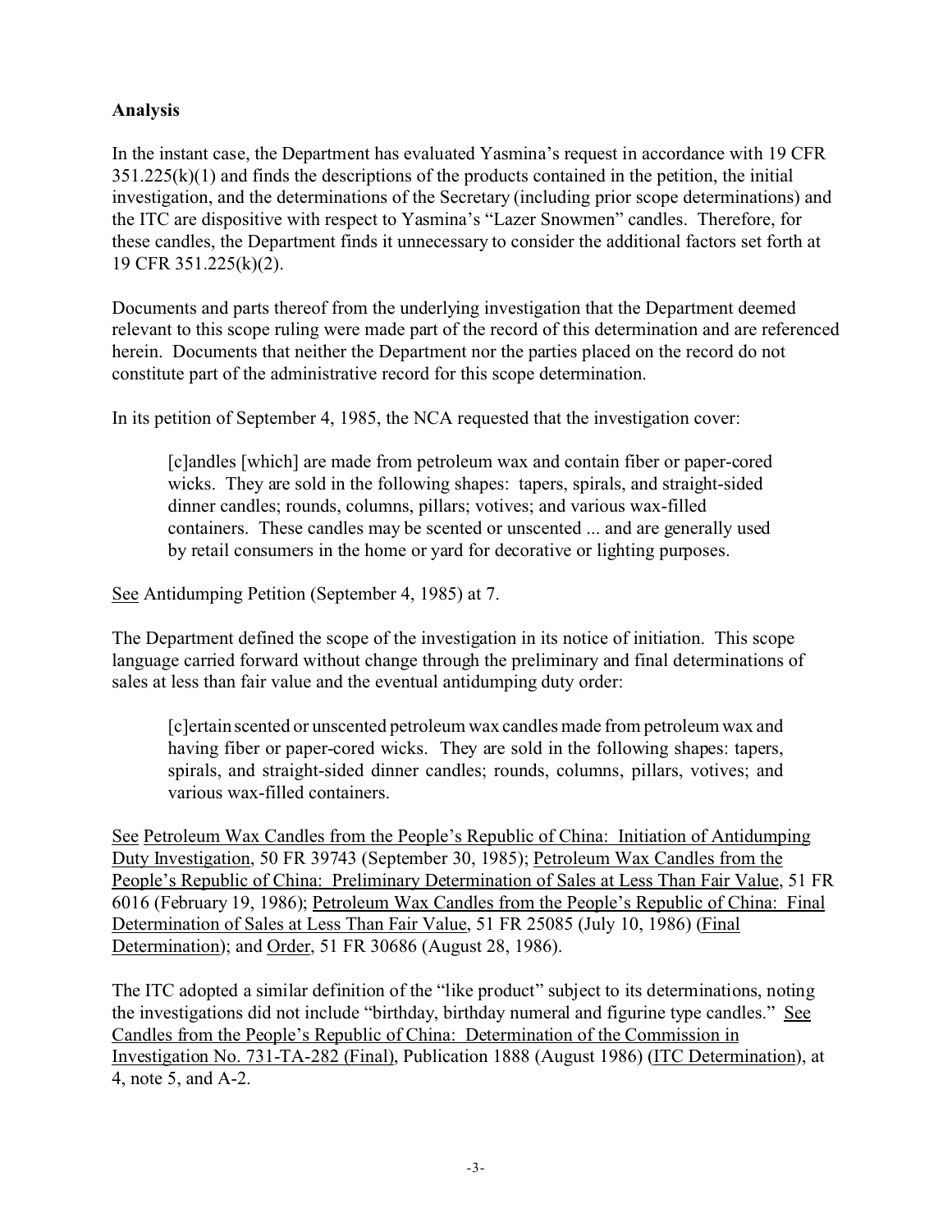**Analysis**

In the instant case, the Department has evaluated Yasmina's request in accordance with 19 CFR 351.225(k)(1) and finds the descriptions of the products contained in the petition, the initial investigation, and the determinations of the Secretary (including prior scope determinations) and the ITC are dispositive with respect to Yasmina's "Lazer Snowmen" candles. Therefore, for these candles, the Department finds it unnecessary to consider the additional factors set forth at 19 CFR 351.225(k)(2).

Documents and parts thereof from the underlying investigation that the Department deemed relevant to this scope ruling were made part of the record of this determination and are referenced herein. Documents that neither the Department nor the parties placed on the record do not constitute part of the administrative record for this scope determination.

In its petition of September 4, 1985, the NCA requested that the investigation cover:

> [c]andles [which] are made from petroleum wax and contain fiber or paper-cored wicks. They are sold in the following shapes: tapers, spirals, and straight-sided dinner candles; rounds, columns, pillars; votives; and various wax-filled containers. These candles may be scented or unscented ... and are generally used by retail consumers in the home or yard for decorative or lighting purposes.

See Antidumping Petition (September 4, 1985) at 7.

The Department defined the scope of the investigation in its notice of initiation. This scope language carried forward without change through the preliminary and final determinations of sales at less than fair value and the eventual antidumping duty order:

> [c]ertain scented or unscented petroleum wax candles made from petroleum wax and having fiber or paper-cored wicks. They are sold in the following shapes: tapers, spirals, and straight-sided dinner candles; rounds, columns, pillars, votives; and various wax-filled containers.

See Petroleum Wax Candles from the People's Republic of China: Initiation of Antidumping Duty Investigation, 50 FR 39743 (September 30, 1985); Petroleum Wax Candles from the People's Republic of China: Preliminary Determination of Sales at Less Than Fair Value, 51 FR 6016 (February 19, 1986); Petroleum Wax Candles from the People's Republic of China: Final Determination of Sales at Less Than Fair Value, 51 FR 25085 (July 10, 1986) (Final Determination); and Order, 51 FR 30686 (August 28, 1986).

The ITC adopted a similar definition of the "like product" subject to its determinations, noting the investigations did not include "birthday, birthday numeral and figurine type candles." See Candles from the People's Republic of China: Determination of the Commission in Investigation No. 731-TA-282 (Final), Publication 1888 (August 1986) (ITC Determination), at 4, note 5, and A-2.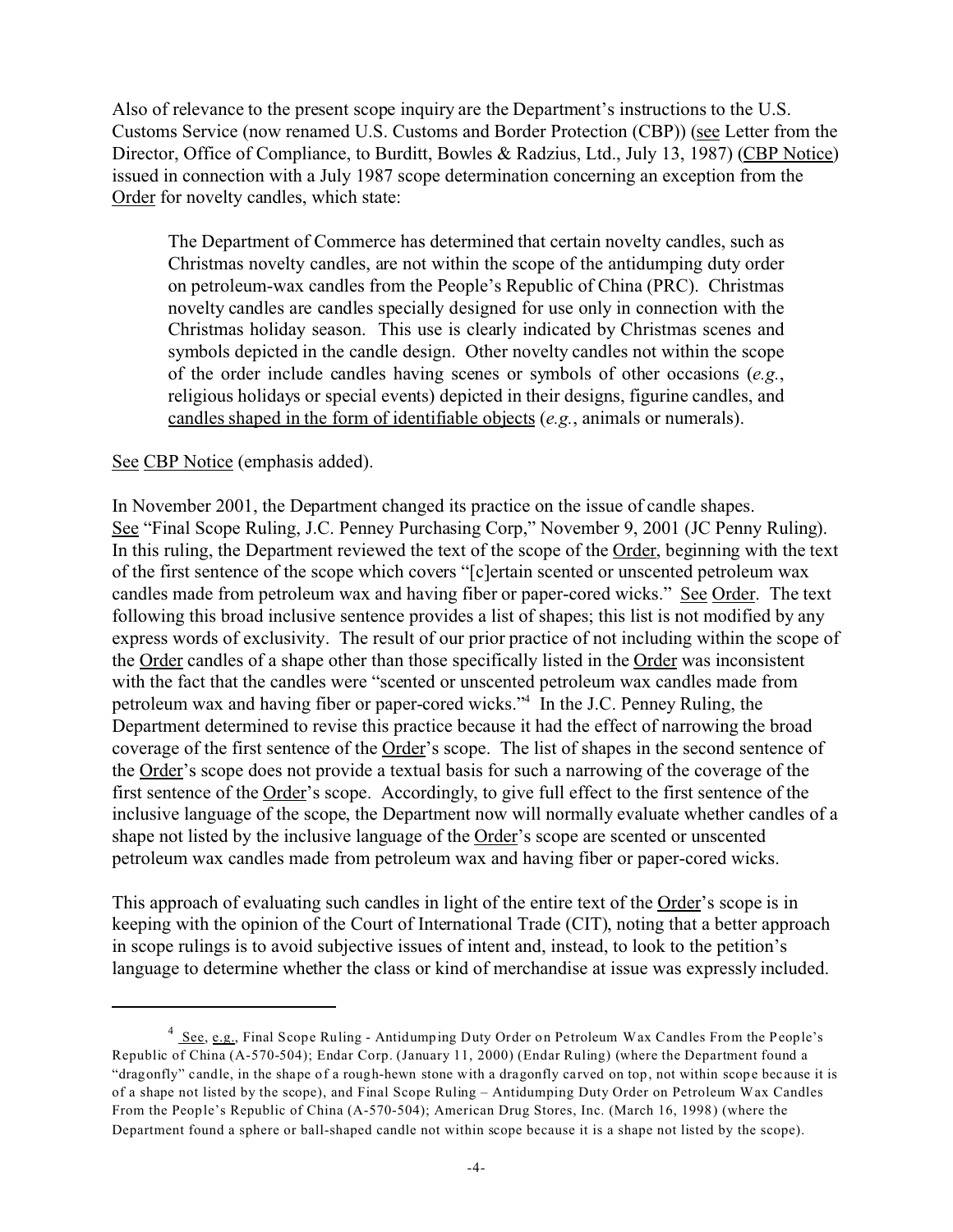Also of relevance to the present scope inquiry are the Department's instructions to the U.S. Customs Service (now renamed U.S. Customs and Border Protection (CBP)) (see Letter from the Director, Office of Compliance, to Burditt, Bowles & Radzius, Ltd., July 13, 1987) (CBP Notice) issued in connection with a July 1987 scope determination concerning an exception from the Order for novelty candles, which state:

> The Department of Commerce has determined that certain novelty candles, such as Christmas novelty candles, are not within the scope of the antidumping duty order on petroleum-wax candles from the People's Republic of China (PRC). Christmas novelty candles are candles specially designed for use only in connection with the Christmas holiday season. This use is clearly indicated by Christmas scenes and symbols depicted in the candle design. Other novelty candles not within the scope of the order include candles having scenes or symbols of other occasions (*e.g.*, religious holidays or special events) depicted in their designs, figurine candles, and candles shaped in the form of identifiable objects (*e.g.*, animals or numerals).

See CBP Notice (emphasis added).

In November 2001, the Department changed its practice on the issue of candle shapes. See "Final Scope Ruling, J.C. Penney Purchasing Corp," November 9, 2001 (JC Penny Ruling). In this ruling, the Department reviewed the text of the scope of the Order, beginning with the text of the first sentence of the scope which covers "[c]ertain scented or unscented petroleum wax candles made from petroleum wax and having fiber or paper-cored wicks." See Order. The text following this broad inclusive sentence provides a list of shapes; this list is not modified by any express words of exclusivity. The result of our prior practice of not including within the scope of the Order candles of a shape other than those specifically listed in the Order was inconsistent with the fact that the candles were "scented or unscented petroleum wax candles made from petroleum wax and having fiber or paper-cored wicks."[4] In the J.C. Penney Ruling, the Department determined to revise this practice because it had the effect of narrowing the broad coverage of the first sentence of the Order's scope. The list of shapes in the second sentence of the Order's scope does not provide a textual basis for such a narrowing of the coverage of the first sentence of the Order's scope. Accordingly, to give full effect to the first sentence of the inclusive language of the scope, the Department now will normally evaluate whether candles of a shape not listed by the inclusive language of the Order's scope are scented or unscented petroleum wax candles made from petroleum wax and having fiber or paper-cored wicks.

This approach of evaluating such candles in light of the entire text of the Order's scope is in keeping with the opinion of the Court of International Trade (CIT), noting that a better approach in scope rulings is to avoid subjective issues of intent and, instead, to look to the petition's language to determine whether the class or kind of merchandise at issue was expressly included.

---

[4] See, e.g., Final Scope Ruling - Antidumping Duty Order on Petroleum Wax Candles From the People's Republic of China (A-570-504); Endar Corp. (January 11, 2000) (Endar Ruling) (where the Department found a "dragonfly" candle, in the shape of a rough-hewn stone with a dragonfly carved on top, not within scope because it is of a shape not listed by the scope), and Final Scope Ruling – Antidumping Duty Order on Petroleum Wax Candles From the People's Republic of China (A-570-504); American Drug Stores, Inc. (March 16, 1998) (where the Department found a sphere or ball-shaped candle not within scope because it is a shape not listed by the scope).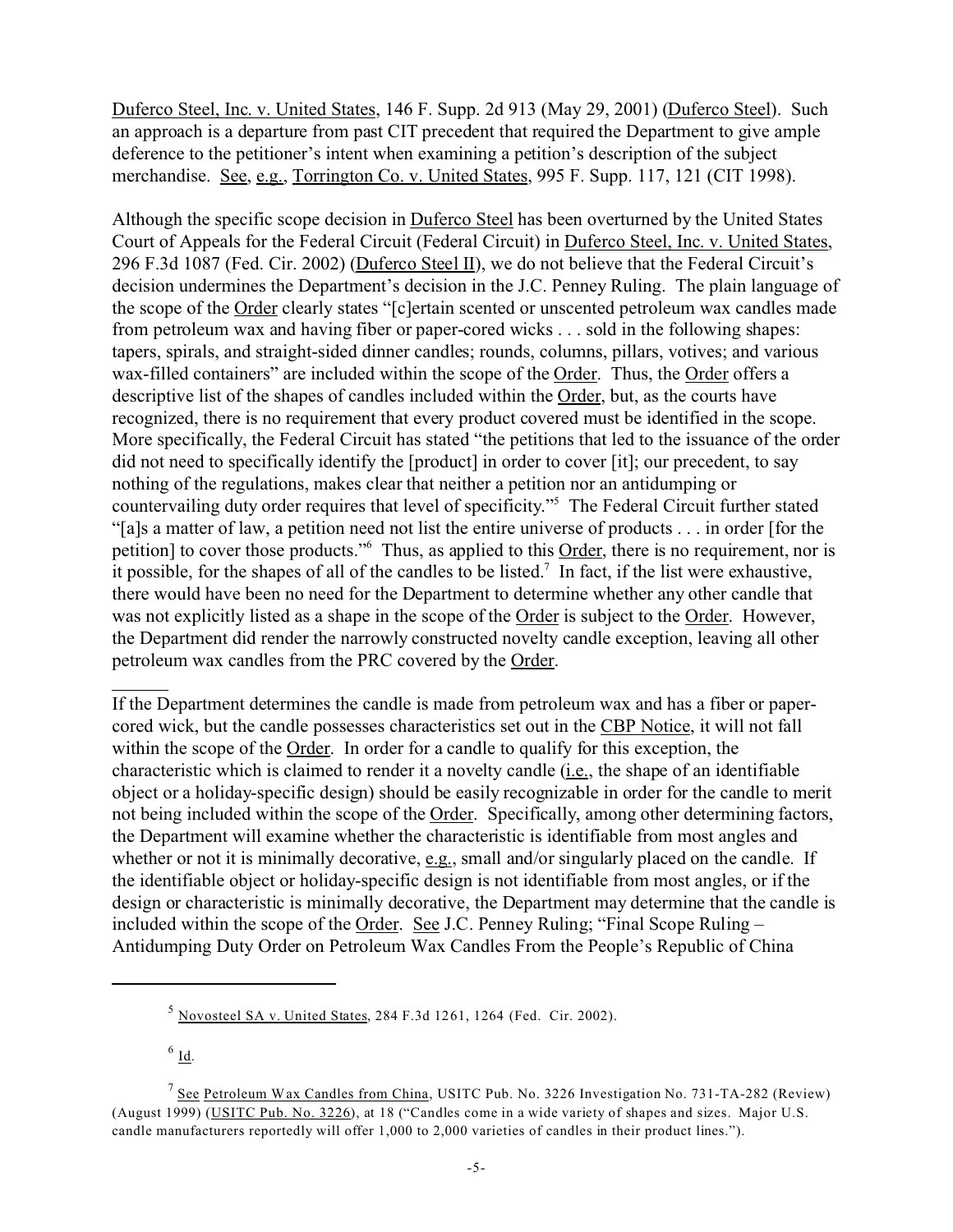Duferco Steel, Inc. v. United States, 146 F. Supp. 2d 913 (May 29, 2001) (Duferco Steel). Such an approach is a departure from past CIT precedent that required the Department to give ample deference to the petitioner's intent when examining a petition's description of the subject merchandise. See, e.g., Torrington Co. v. United States, 995 F. Supp. 117, 121 (CIT 1998).

Although the specific scope decision in Duferco Steel has been overturned by the United States Court of Appeals for the Federal Circuit (Federal Circuit) in Duferco Steel, Inc. v. United States, 296 F.3d 1087 (Fed. Cir. 2002) (Duferco Steel II), we do not believe that the Federal Circuit's decision undermines the Department's decision in the J.C. Penney Ruling. The plain language of the scope of the Order clearly states "[c]ertain scented or unscented petroleum wax candles made from petroleum wax and having fiber or paper-cored wicks . . . sold in the following shapes: tapers, spirals, and straight-sided dinner candles; rounds, columns, pillars, votives; and various wax-filled containers" are included within the scope of the Order. Thus, the Order offers a descriptive list of the shapes of candles included within the Order, but, as the courts have recognized, there is no requirement that every product covered must be identified in the scope. More specifically, the Federal Circuit has stated "the petitions that led to the issuance of the order did not need to specifically identify the [product] in order to cover [it]; our precedent, to say nothing of the regulations, makes clear that neither a petition nor an antidumping or countervailing duty order requires that level of specificity."[5] The Federal Circuit further stated "[a]s a matter of law, a petition need not list the entire universe of products . . . in order [for the petition] to cover those products."[6] Thus, as applied to this Order, there is no requirement, nor is it possible, for the shapes of all of the candles to be listed.[7] In fact, if the list were exhaustive, there would have been no need for the Department to determine whether any other candle that was not explicitly listed as a shape in the scope of the Order is subject to the Order. However, the Department did render the narrowly constructed novelty candle exception, leaving all other petroleum wax candles from the PRC covered by the Order.

If the Department determines the candle is made from petroleum wax and has a fiber or paper-cored wick, but the candle possesses characteristics set out in the CBP Notice, it will not fall within the scope of the Order. In order for a candle to qualify for this exception, the characteristic which is claimed to render it a novelty candle (i.e., the shape of an identifiable object or a holiday-specific design) should be easily recognizable in order for the candle to merit not being included within the scope of the Order. Specifically, among other determining factors, the Department will examine whether the characteristic is identifiable from most angles and whether or not it is minimally decorative, e.g., small and/or singularly placed on the candle. If the identifiable object or holiday-specific design is not identifiable from most angles, or if the design or characteristic is minimally decorative, the Department may determine that the candle is included within the scope of the Order. See J.C. Penney Ruling; "Final Scope Ruling – Antidumping Duty Order on Petroleum Wax Candles From the People's Republic of China

---

[5] Novosteel SA v. United States, 284 F.3d 1261, 1264 (Fed. Cir. 2002).

[6] Id.

[7] See Petroleum Wax Candles from China, USITC Pub. No. 3226 Investigation No. 731-TA-282 (Review) (August 1999) (USITC Pub. No. 3226), at 18 ("Candles come in a wide variety of shapes and sizes. Major U.S. candle manufacturers reportedly will offer 1,000 to 2,000 varieties of candles in their product lines.").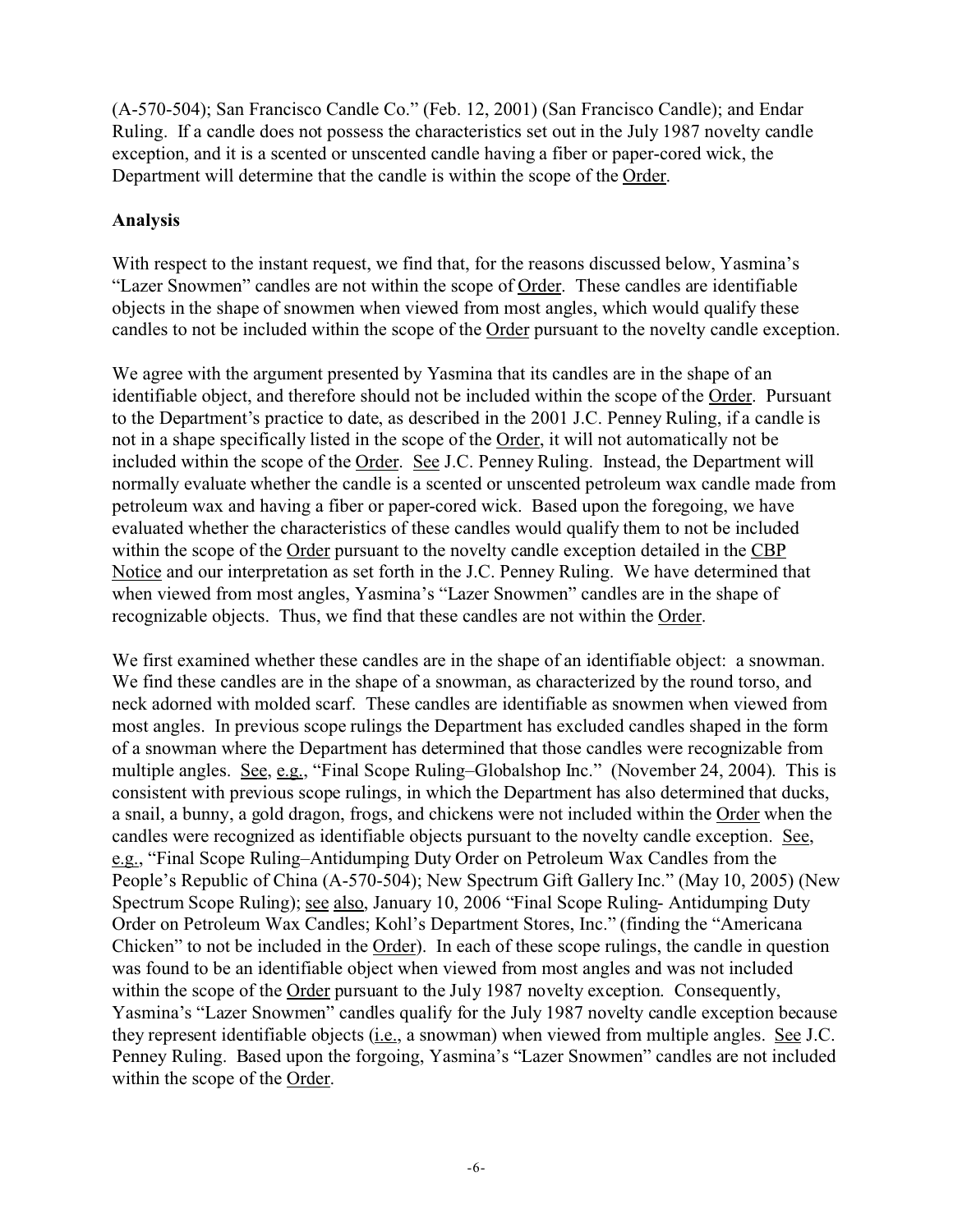(A-570-504); San Francisco Candle Co." (Feb. 12, 2001) (San Francisco Candle); and Endar Ruling. If a candle does not possess the characteristics set out in the July 1987 novelty candle exception, and it is a scented or unscented candle having a fiber or paper-cored wick, the Department will determine that the candle is within the scope of the Order.

**Analysis**

With respect to the instant request, we find that, for the reasons discussed below, Yasmina's "Lazer Snowmen" candles are not within the scope of Order. These candles are identifiable objects in the shape of snowmen when viewed from most angles, which would qualify these candles to not be included within the scope of the Order pursuant to the novelty candle exception.

We agree with the argument presented by Yasmina that its candles are in the shape of an identifiable object, and therefore should not be included within the scope of the Order. Pursuant to the Department's practice to date, as described in the 2001 J.C. Penney Ruling, if a candle is not in a shape specifically listed in the scope of the Order, it will not automatically not be included within the scope of the Order. See J.C. Penney Ruling. Instead, the Department will normally evaluate whether the candle is a scented or unscented petroleum wax candle made from petroleum wax and having a fiber or paper-cored wick. Based upon the foregoing, we have evaluated whether the characteristics of these candles would qualify them to not be included within the scope of the Order pursuant to the novelty candle exception detailed in the CBP Notice and our interpretation as set forth in the J.C. Penney Ruling. We have determined that when viewed from most angles, Yasmina's "Lazer Snowmen" candles are in the shape of recognizable objects. Thus, we find that these candles are not within the Order.

We first examined whether these candles are in the shape of an identifiable object: a snowman. We find these candles are in the shape of a snowman, as characterized by the round torso, and neck adorned with molded scarf. These candles are identifiable as snowmen when viewed from most angles. In previous scope rulings the Department has excluded candles shaped in the form of a snowman where the Department has determined that those candles were recognizable from multiple angles. See, e.g., "Final Scope Ruling–Globalshop Inc." (November 24, 2004). This is consistent with previous scope rulings, in which the Department has also determined that ducks, a snail, a bunny, a gold dragon, frogs, and chickens were not included within the Order when the candles were recognized as identifiable objects pursuant to the novelty candle exception. See, e.g., "Final Scope Ruling–Antidumping Duty Order on Petroleum Wax Candles from the People's Republic of China (A-570-504); New Spectrum Gift Gallery Inc." (May 10, 2005) (New Spectrum Scope Ruling); see also, January 10, 2006 "Final Scope Ruling- Antidumping Duty Order on Petroleum Wax Candles; Kohl's Department Stores, Inc." (finding the "Americana Chicken" to not be included in the Order). In each of these scope rulings, the candle in question was found to be an identifiable object when viewed from most angles and was not included within the scope of the Order pursuant to the July 1987 novelty exception. Consequently, Yasmina's "Lazer Snowmen" candles qualify for the July 1987 novelty candle exception because they represent identifiable objects (i.e., a snowman) when viewed from multiple angles. See J.C. Penney Ruling. Based upon the forgoing, Yasmina's "Lazer Snowmen" candles are not included within the scope of the Order.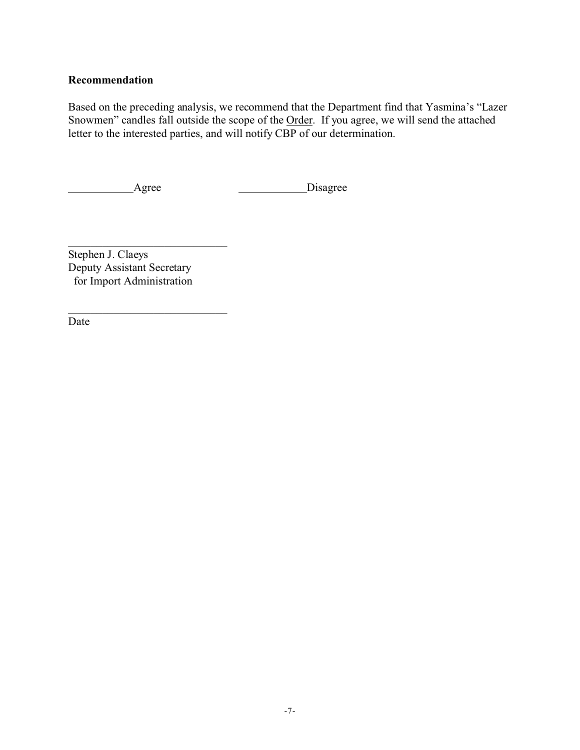**Recommendation**

Based on the preceding analysis, we recommend that the Department find that Yasmina's "Lazer Snowmen" candles fall outside the scope of the Order. If you agree, we will send the attached letter to the interested parties, and will notify CBP of our determination.

\_\_\_\_\_\_\_\_\_\_\_\_Agree \_\_\_\_\_\_\_\_\_\_\_\_Disagree

\_\_\_\_\_\_\_\_\_\_\_\_\_\_\_\_\_\_\_\_\_\_\_\_\_\_\_\_\_\_

Stephen J. Claeys
Deputy Assistant Secretary
for Import Administration

\_\_\_\_\_\_\_\_\_\_\_\_\_\_\_\_\_\_\_\_\_\_\_\_\_\_\_\_\_\_

Date